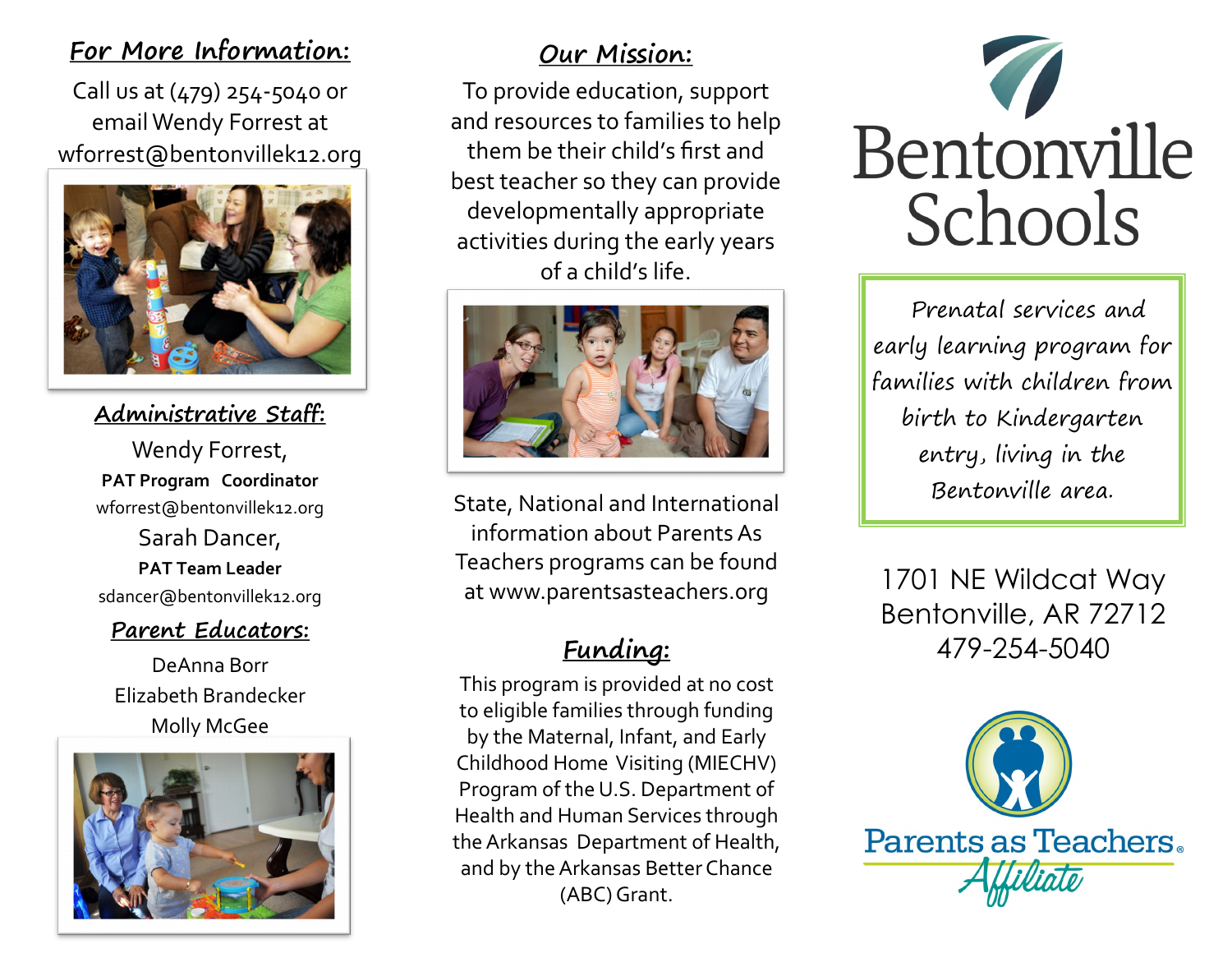## For More Information:

Call us at (479) 254-5040 or email Wendy Forrest at wforrest@bentonvillek12.org

## Administrative Staff:

Wendy Forrest,
**PAT Program Coordinator**
wforrest@bentonvillek12.org

Sarah Dancer,
**PAT Team Leader**
sdancer@bentonvillek12.org

## Parent Educators:

DeAnna Borr
Elizabeth Brandecker
Molly McGee

## Our Mission:

To provide education, support and resources to families to help them be their child's first and best teacher so they can provide developmentally appropriate activities during the early years of a child's life.

State, National and International information about Parents As Teachers programs can be found at www.parentsasteachers.org

## Funding:

This program is provided at no cost to eligible families through funding by the Maternal, Infant, and Early Childhood Home Visiting (MIECHV) Program of the U.S. Department of Health and Human Services through the Arkansas Department of Health, and by the Arkansas Better Chance (ABC) Grant.

# Bentonville Schools

*Prenatal services and early learning program for families with children from birth to Kindergarten entry, living in the Bentonville area.*

1701 NE Wildcat Way
Bentonville, AR 72712
479-254-5040

Parents as Teachers® Affiliate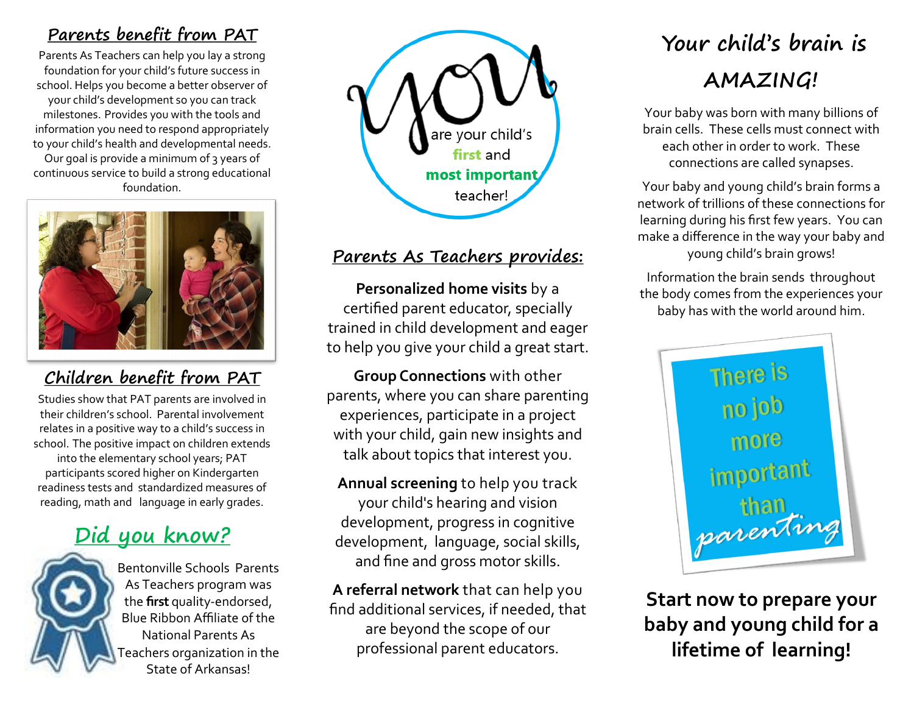## Parents benefit from PAT

Parents As Teachers can help you lay a strong foundation for your child's future success in school. Helps you become a better observer of your child's development so you can track milestones. Provides you with the tools and information you need to respond appropriately to your child's health and developmental needs. Our goal is provide a minimum of 3 years of continuous service to build a strong educational foundation.

## Children benefit from PAT

Studies show that PAT parents are involved in their children's school. Parental involvement relates in a positive way to a child's success in school. The positive impact on children extends into the elementary school years; PAT participants scored higher on Kindergarten readiness tests and standardized measures of reading, math and language in early grades.

## Did you know?

Bentonville Schools Parents As Teachers program was the **first** quality-endorsed, Blue Ribbon Affiliate of the National Parents As Teachers organization in the State of Arkansas!

You are your child's **first** and **most important** teacher!

## Parents As Teachers provides:

**Personalized home visits** by a certified parent educator, specially trained in child development and eager to help you give your child a great start.

**Group Connections** with other parents, where you can share parenting experiences, participate in a project with your child, gain new insights and talk about topics that interest you.

**Annual screening** to help you track your child's hearing and vision development, progress in cognitive development, language, social skills, and fine and gross motor skills.

**A referral network** that can help you find additional services, if needed, that are beyond the scope of our professional parent educators.

## Your child's brain is AMAZING!

Your baby was born with many billions of brain cells. These cells must connect with each other in order to work. These connections are called synapses.

Your baby and young child's brain forms a network of trillions of these connections for learning during his first few years. You can make a difference in the way your baby and young child's brain grows!

Information the brain sends throughout the body comes from the experiences your baby has with the world around him.

There is no job more important than parenting

**Start now to prepare your baby and young child for a lifetime of learning!**